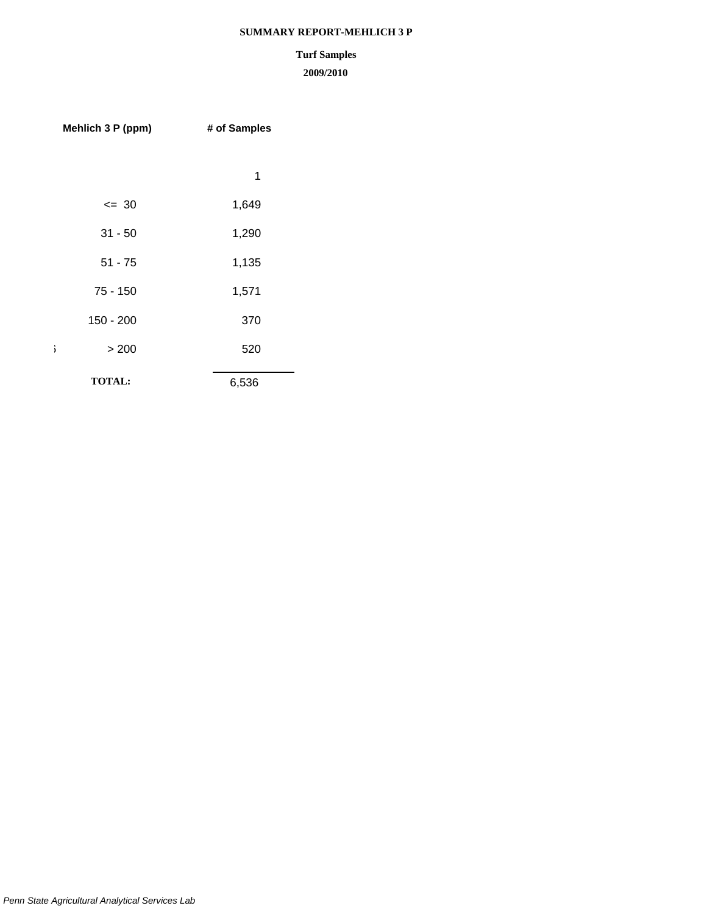**SUMMARY REPORT-MEHLICH 3 P**

**Turf Samples**

**2009/2010**

| Mehlich 3 P (ppm) | # of Samples |
|---|---|
| | 1 |
| <= 30 | 1,649 |
| 31 - 50 | 1,290 |
| 51 - 75 | 1,135 |
| 75 - 150 | 1,571 |
| 150 - 200 | 370 |
| > 200 | 520 |
| **TOTAL:** | 6,536 |

*Penn State Agricultural Analytical Services Lab*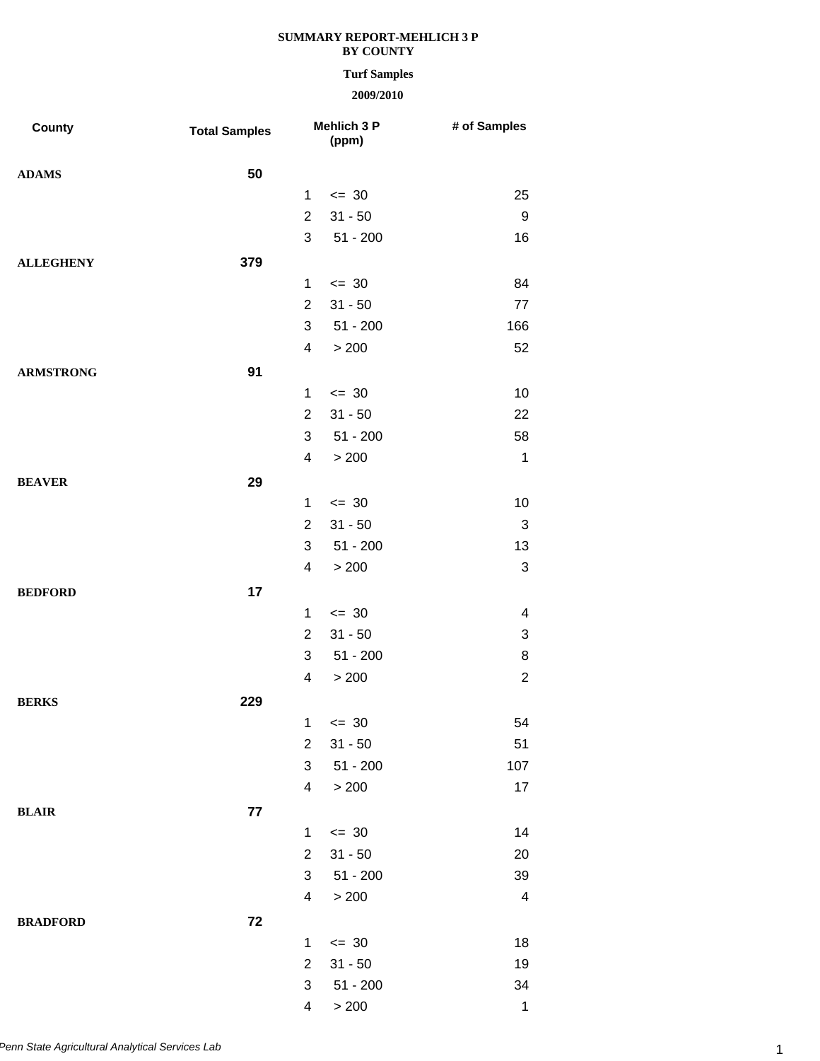**SUMMARY REPORT-MEHLICH 3 P**
**BY COUNTY**

**Turf Samples**

**2009/2010**

| County | Total Samples | Mehlich 3 P (ppm) | | # of Samples |
|---|---|---|---|---|
| **ADAMS** | **50** | | | |
| | | 1 | <= 30 | 25 |
| | | 2 | 31 - 50 | 9 |
| | | 3 | 51 - 200 | 16 |
| **ALLEGHENY** | **379** | | | |
| | | 1 | <= 30 | 84 |
| | | 2 | 31 - 50 | 77 |
| | | 3 | 51 - 200 | 166 |
| | | 4 | > 200 | 52 |
| **ARMSTRONG** | **91** | | | |
| | | 1 | <= 30 | 10 |
| | | 2 | 31 - 50 | 22 |
| | | 3 | 51 - 200 | 58 |
| | | 4 | > 200 | 1 |
| **BEAVER** | **29** | | | |
| | | 1 | <= 30 | 10 |
| | | 2 | 31 - 50 | 3 |
| | | 3 | 51 - 200 | 13 |
| | | 4 | > 200 | 3 |
| **BEDFORD** | **17** | | | |
| | | 1 | <= 30 | 4 |
| | | 2 | 31 - 50 | 3 |
| | | 3 | 51 - 200 | 8 |
| | | 4 | > 200 | 2 |
| **BERKS** | **229** | | | |
| | | 1 | <= 30 | 54 |
| | | 2 | 31 - 50 | 51 |
| | | 3 | 51 - 200 | 107 |
| | | 4 | > 200 | 17 |
| **BLAIR** | **77** | | | |
| | | 1 | <= 30 | 14 |
| | | 2 | 31 - 50 | 20 |
| | | 3 | 51 - 200 | 39 |
| | | 4 | > 200 | 4 |
| **BRADFORD** | **72** | | | |
| | | 1 | <= 30 | 18 |
| | | 2 | 31 - 50 | 19 |
| | | 3 | 51 - 200 | 34 |
| | | 4 | > 200 | 1 |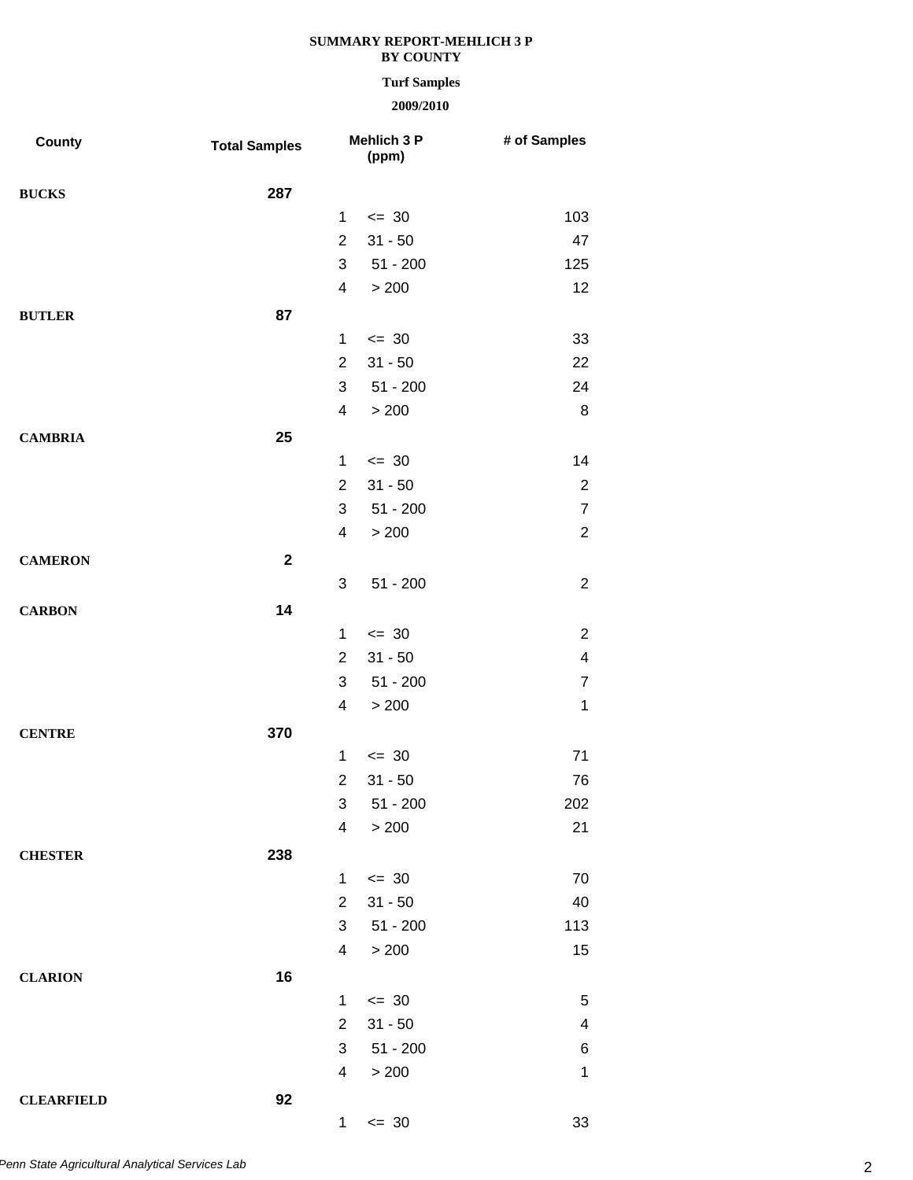**SUMMARY REPORT-MEHLICH 3 P**
**BY COUNTY**

**Turf Samples**

**2009/2010**

| County | Total Samples | Mehlich 3 P (ppm) | | # of Samples |
|---|---|---|---|---|
| **BUCKS** | **287** | | | |
| | | 1 | <= 30 | 103 |
| | | 2 | 31 - 50 | 47 |
| | | 3 | 51 - 200 | 125 |
| | | 4 | > 200 | 12 |
| **BUTLER** | **87** | | | |
| | | 1 | <= 30 | 33 |
| | | 2 | 31 - 50 | 22 |
| | | 3 | 51 - 200 | 24 |
| | | 4 | > 200 | 8 |
| **CAMBRIA** | **25** | | | |
| | | 1 | <= 30 | 14 |
| | | 2 | 31 - 50 | 2 |
| | | 3 | 51 - 200 | 7 |
| | | 4 | > 200 | 2 |
| **CAMERON** | **2** | | | |
| | | 3 | 51 - 200 | 2 |
| **CARBON** | **14** | | | |
| | | 1 | <= 30 | 2 |
| | | 2 | 31 - 50 | 4 |
| | | 3 | 51 - 200 | 7 |
| | | 4 | > 200 | 1 |
| **CENTRE** | **370** | | | |
| | | 1 | <= 30 | 71 |
| | | 2 | 31 - 50 | 76 |
| | | 3 | 51 - 200 | 202 |
| | | 4 | > 200 | 21 |
| **CHESTER** | **238** | | | |
| | | 1 | <= 30 | 70 |
| | | 2 | 31 - 50 | 40 |
| | | 3 | 51 - 200 | 113 |
| | | 4 | > 200 | 15 |
| **CLARION** | **16** | | | |
| | | 1 | <= 30 | 5 |
| | | 2 | 31 - 50 | 4 |
| | | 3 | 51 - 200 | 6 |
| | | 4 | > 200 | 1 |
| **CLEARFIELD** | **92** | | | |
| | | 1 | <= 30 | 33 |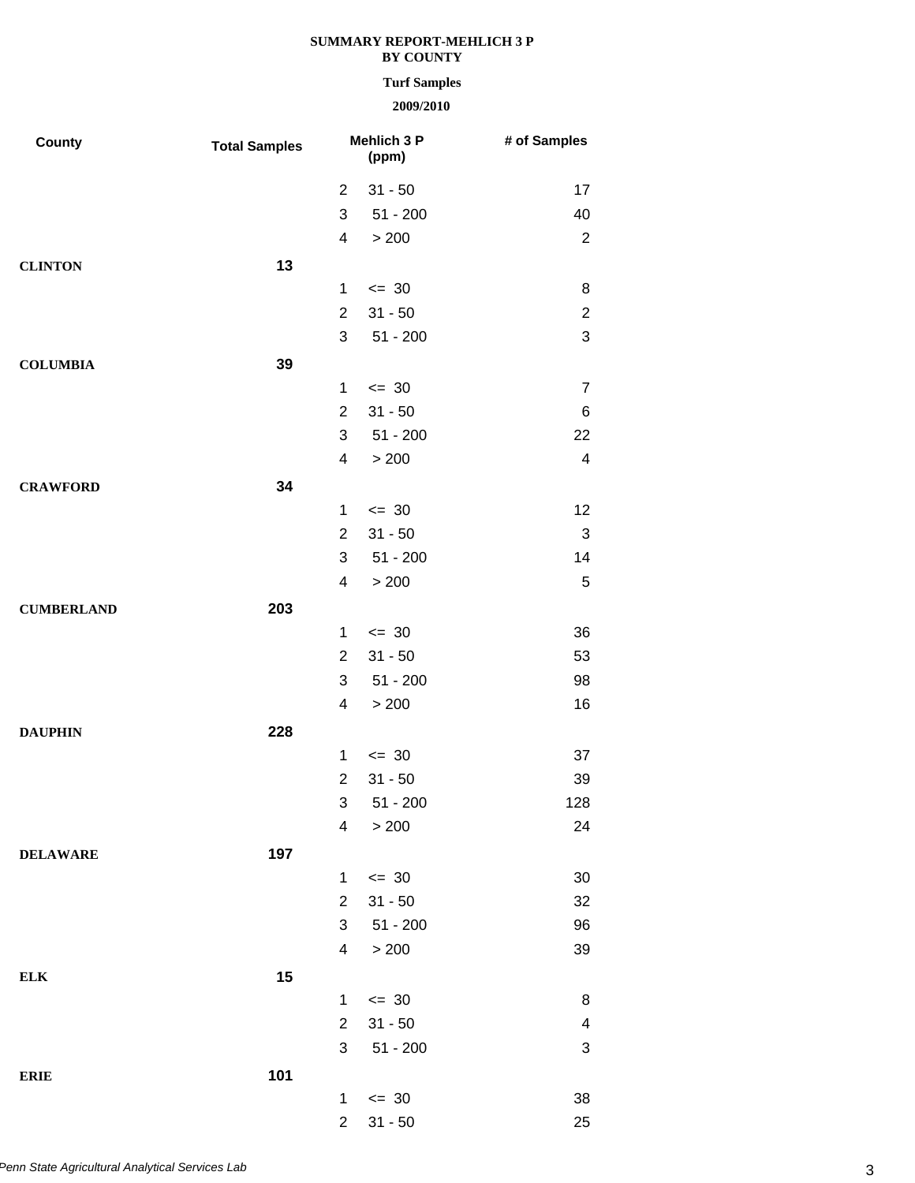**SUMMARY REPORT-MEHLICH 3 P**
**BY COUNTY**

**Turf Samples**

**2009/2010**

| County | Total Samples | Mehlich 3 P (ppm) | | # of Samples |
|---|---|---|---|---|
| | | 2 | 31 - 50 | 17 |
| | | 3 | 51 - 200 | 40 |
| | | 4 | > 200 | 2 |
| **CLINTON** | **13** | | | |
| | | 1 | <= 30 | 8 |
| | | 2 | 31 - 50 | 2 |
| | | 3 | 51 - 200 | 3 |
| **COLUMBIA** | **39** | | | |
| | | 1 | <= 30 | 7 |
| | | 2 | 31 - 50 | 6 |
| | | 3 | 51 - 200 | 22 |
| | | 4 | > 200 | 4 |
| **CRAWFORD** | **34** | | | |
| | | 1 | <= 30 | 12 |
| | | 2 | 31 - 50 | 3 |
| | | 3 | 51 - 200 | 14 |
| | | 4 | > 200 | 5 |
| **CUMBERLAND** | **203** | | | |
| | | 1 | <= 30 | 36 |
| | | 2 | 31 - 50 | 53 |
| | | 3 | 51 - 200 | 98 |
| | | 4 | > 200 | 16 |
| **DAUPHIN** | **228** | | | |
| | | 1 | <= 30 | 37 |
| | | 2 | 31 - 50 | 39 |
| | | 3 | 51 - 200 | 128 |
| | | 4 | > 200 | 24 |
| **DELAWARE** | **197** | | | |
| | | 1 | <= 30 | 30 |
| | | 2 | 31 - 50 | 32 |
| | | 3 | 51 - 200 | 96 |
| | | 4 | > 200 | 39 |
| **ELK** | **15** | | | |
| | | 1 | <= 30 | 8 |
| | | 2 | 31 - 50 | 4 |
| | | 3 | 51 - 200 | 3 |
| **ERIE** | **101** | | | |
| | | 1 | <= 30 | 38 |
| | | 2 | 31 - 50 | 25 |

*Penn State Agricultural Analytical Services Lab*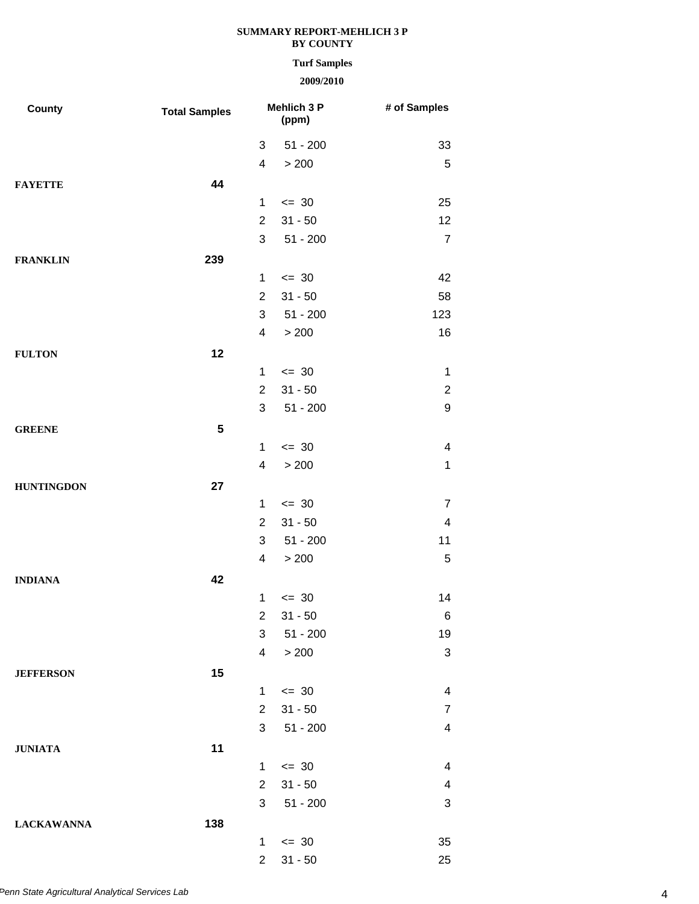**SUMMARY REPORT-MEHLICH 3 P**
**BY COUNTY**

**Turf Samples**

**2009/2010**

| County | Total Samples | Mehlich 3 P (ppm) | | # of Samples |
|---|---|---|---|---|
| | | 3 | 51 - 200 | 33 |
| | | 4 | > 200 | 5 |
| **FAYETTE** | **44** | | | |
| | | 1 | <= 30 | 25 |
| | | 2 | 31 - 50 | 12 |
| | | 3 | 51 - 200 | 7 |
| **FRANKLIN** | **239** | | | |
| | | 1 | <= 30 | 42 |
| | | 2 | 31 - 50 | 58 |
| | | 3 | 51 - 200 | 123 |
| | | 4 | > 200 | 16 |
| **FULTON** | **12** | | | |
| | | 1 | <= 30 | 1 |
| | | 2 | 31 - 50 | 2 |
| | | 3 | 51 - 200 | 9 |
| **GREENE** | **5** | | | |
| | | 1 | <= 30 | 4 |
| | | 4 | > 200 | 1 |
| **HUNTINGDON** | **27** | | | |
| | | 1 | <= 30 | 7 |
| | | 2 | 31 - 50 | 4 |
| | | 3 | 51 - 200 | 11 |
| | | 4 | > 200 | 5 |
| **INDIANA** | **42** | | | |
| | | 1 | <= 30 | 14 |
| | | 2 | 31 - 50 | 6 |
| | | 3 | 51 - 200 | 19 |
| | | 4 | > 200 | 3 |
| **JEFFERSON** | **15** | | | |
| | | 1 | <= 30 | 4 |
| | | 2 | 31 - 50 | 7 |
| | | 3 | 51 - 200 | 4 |
| **JUNIATA** | **11** | | | |
| | | 1 | <= 30 | 4 |
| | | 2 | 31 - 50 | 4 |
| | | 3 | 51 - 200 | 3 |
| **LACKAWANNA** | **138** | | | |
| | | 1 | <= 30 | 35 |
| | | 2 | 31 - 50 | 25 |

*Penn State Agricultural Analytical Services Lab*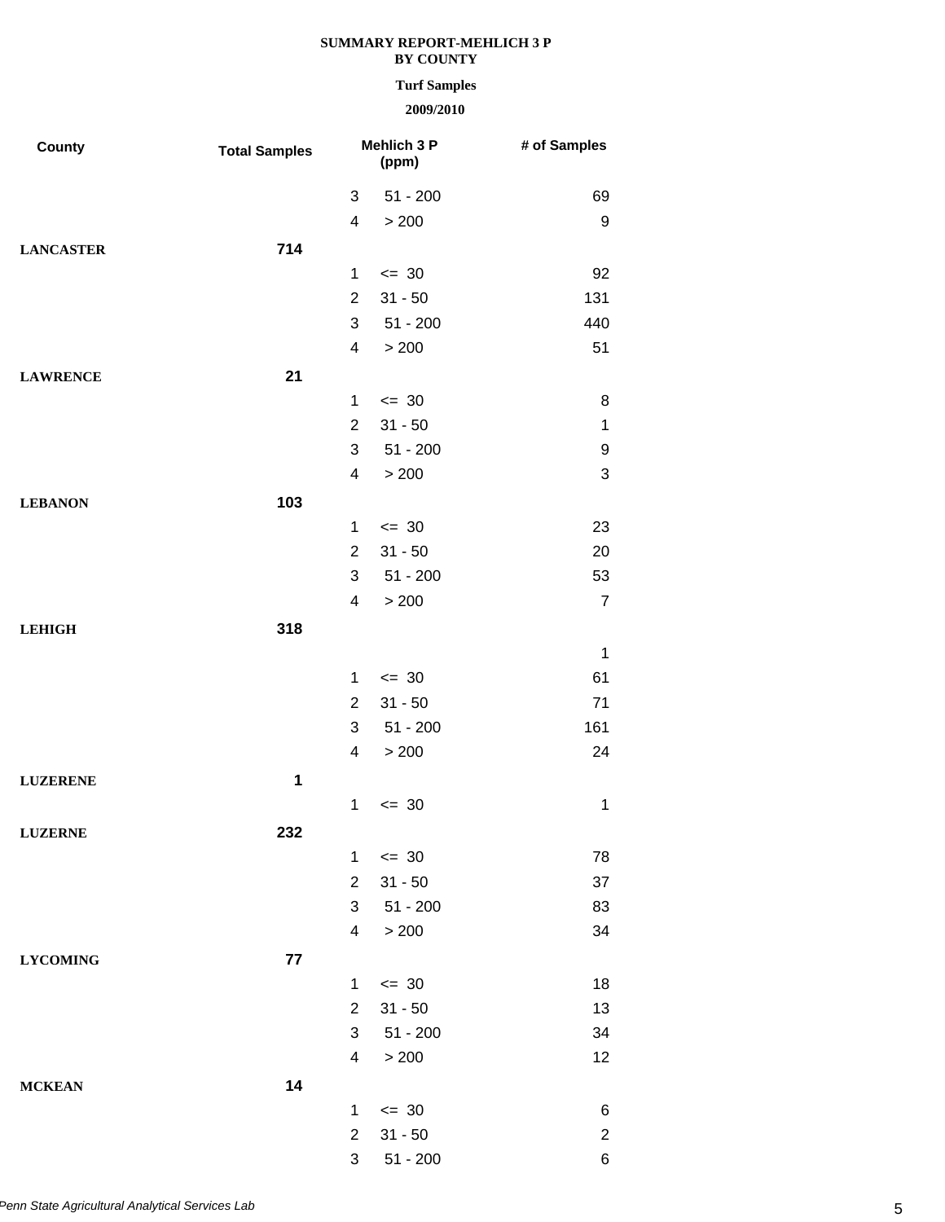**SUMMARY REPORT-MEHLICH 3 P**
**BY COUNTY**

**Turf Samples**

**2009/2010**

| County | Total Samples | Mehlich 3 P (ppm) | | # of Samples |
|---|---|---|---|---|
| | | 3 | 51 - 200 | 69 |
| | | 4 | > 200 | 9 |
| **LANCASTER** | **714** | | | |
| | | 1 | <= 30 | 92 |
| | | 2 | 31 - 50 | 131 |
| | | 3 | 51 - 200 | 440 |
| | | 4 | > 200 | 51 |
| **LAWRENCE** | **21** | | | |
| | | 1 | <= 30 | 8 |
| | | 2 | 31 - 50 | 1 |
| | | 3 | 51 - 200 | 9 |
| | | 4 | > 200 | 3 |
| **LEBANON** | **103** | | | |
| | | 1 | <= 30 | 23 |
| | | 2 | 31 - 50 | 20 |
| | | 3 | 51 - 200 | 53 |
| | | 4 | > 200 | 7 |
| **LEHIGH** | **318** | | | |
| | | | | 1 |
| | | 1 | <= 30 | 61 |
| | | 2 | 31 - 50 | 71 |
| | | 3 | 51 - 200 | 161 |
| | | 4 | > 200 | 24 |
| **LUZERENE** | **1** | | | |
| | | 1 | <= 30 | 1 |
| **LUZERNE** | **232** | | | |
| | | 1 | <= 30 | 78 |
| | | 2 | 31 - 50 | 37 |
| | | 3 | 51 - 200 | 83 |
| | | 4 | > 200 | 34 |
| **LYCOMING** | **77** | | | |
| | | 1 | <= 30 | 18 |
| | | 2 | 31 - 50 | 13 |
| | | 3 | 51 - 200 | 34 |
| | | 4 | > 200 | 12 |
| **MCKEAN** | **14** | | | |
| | | 1 | <= 30 | 6 |
| | | 2 | 31 - 50 | 2 |
| | | 3 | 51 - 200 | 6 |

*Penn State Agricultural Analytical Services Lab*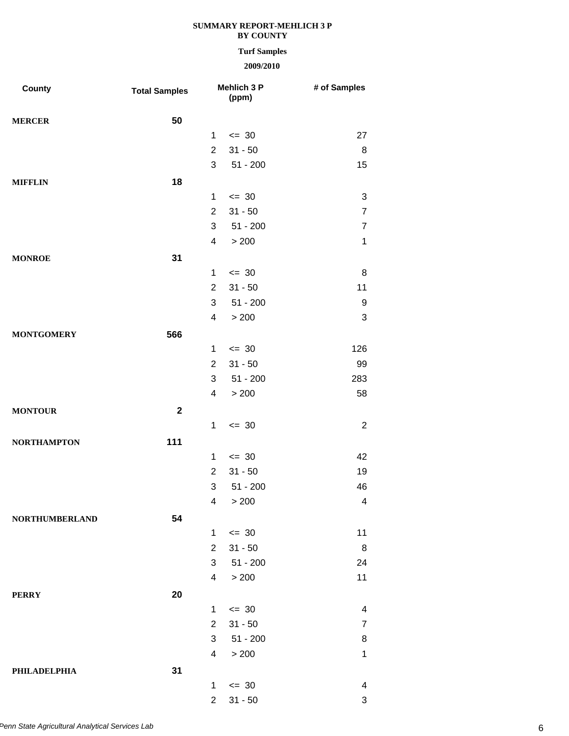**SUMMARY REPORT-MEHLICH 3 P**
**BY COUNTY**

**Turf Samples**

**2009/2010**

| County | Total Samples | | Mehlich 3 P (ppm) | # of Samples |
|---|---|---|---|---|
| **MERCER** | **50** | | | |
| | | 1 | <= 30 | 27 |
| | | 2 | 31 - 50 | 8 |
| | | 3 | 51 - 200 | 15 |
| **MIFFLIN** | **18** | | | |
| | | 1 | <= 30 | 3 |
| | | 2 | 31 - 50 | 7 |
| | | 3 | 51 - 200 | 7 |
| | | 4 | > 200 | 1 |
| **MONROE** | **31** | | | |
| | | 1 | <= 30 | 8 |
| | | 2 | 31 - 50 | 11 |
| | | 3 | 51 - 200 | 9 |
| | | 4 | > 200 | 3 |
| **MONTGOMERY** | **566** | | | |
| | | 1 | <= 30 | 126 |
| | | 2 | 31 - 50 | 99 |
| | | 3 | 51 - 200 | 283 |
| | | 4 | > 200 | 58 |
| **MONTOUR** | **2** | | | |
| | | 1 | <= 30 | 2 |
| **NORTHAMPTON** | **111** | | | |
| | | 1 | <= 30 | 42 |
| | | 2 | 31 - 50 | 19 |
| | | 3 | 51 - 200 | 46 |
| | | 4 | > 200 | 4 |
| **NORTHUMBERLAND** | **54** | | | |
| | | 1 | <= 30 | 11 |
| | | 2 | 31 - 50 | 8 |
| | | 3 | 51 - 200 | 24 |
| | | 4 | > 200 | 11 |
| **PERRY** | **20** | | | |
| | | 1 | <= 30 | 4 |
| | | 2 | 31 - 50 | 7 |
| | | 3 | 51 - 200 | 8 |
| | | 4 | > 200 | 1 |
| **PHILADELPHIA** | **31** | | | |
| | | 1 | <= 30 | 4 |
| | | 2 | 31 - 50 | 3 |

*Penn State Agricultural Analytical Services Lab*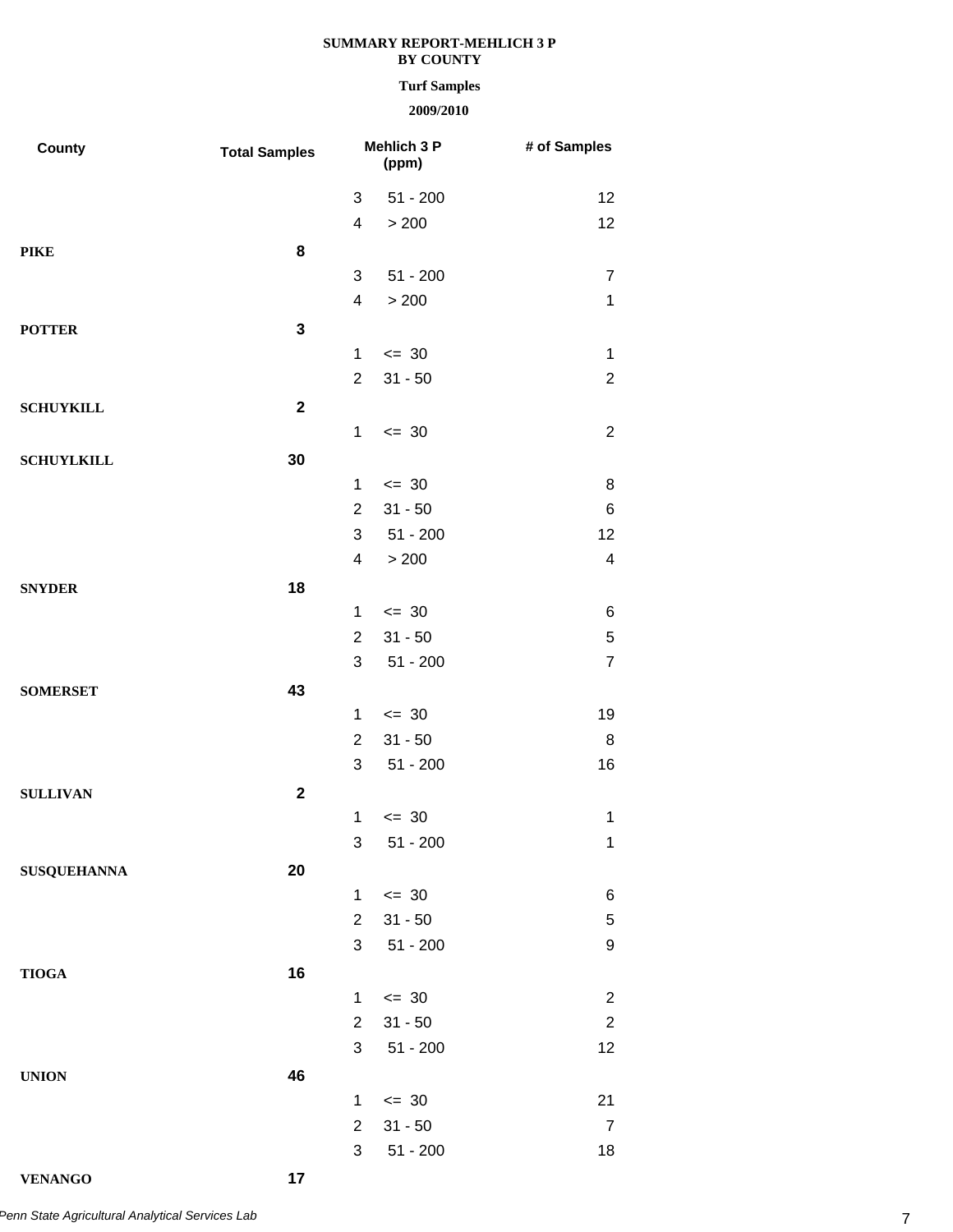**SUMMARY REPORT-MEHLICH 3 P**
**BY COUNTY**

**Turf Samples**

**2009/2010**

| County | Total Samples | Mehlich 3 P (ppm) | | # of Samples |
|---|---|---|---|---|
| | | 3 | 51 - 200 | 12 |
| | | 4 | > 200 | 12 |
| **PIKE** | **8** | | | |
| | | 3 | 51 - 200 | 7 |
| | | 4 | > 200 | 1 |
| **POTTER** | **3** | | | |
| | | 1 | <= 30 | 1 |
| | | 2 | 31 - 50 | 2 |
| **SCHUYKILL** | **2** | | | |
| | | 1 | <= 30 | 2 |
| **SCHUYLKILL** | **30** | | | |
| | | 1 | <= 30 | 8 |
| | | 2 | 31 - 50 | 6 |
| | | 3 | 51 - 200 | 12 |
| | | 4 | > 200 | 4 |
| **SNYDER** | **18** | | | |
| | | 1 | <= 30 | 6 |
| | | 2 | 31 - 50 | 5 |
| | | 3 | 51 - 200 | 7 |
| **SOMERSET** | **43** | | | |
| | | 1 | <= 30 | 19 |
| | | 2 | 31 - 50 | 8 |
| | | 3 | 51 - 200 | 16 |
| **SULLIVAN** | **2** | | | |
| | | 1 | <= 30 | 1 |
| | | 3 | 51 - 200 | 1 |
| **SUSQUEHANNA** | **20** | | | |
| | | 1 | <= 30 | 6 |
| | | 2 | 31 - 50 | 5 |
| | | 3 | 51 - 200 | 9 |
| **TIOGA** | **16** | | | |
| | | 1 | <= 30 | 2 |
| | | 2 | 31 - 50 | 2 |
| | | 3 | 51 - 200 | 12 |
| **UNION** | **46** | | | |
| | | 1 | <= 30 | 21 |
| | | 2 | 31 - 50 | 7 |
| | | 3 | 51 - 200 | 18 |
| **VENANGO** | **17** | | | |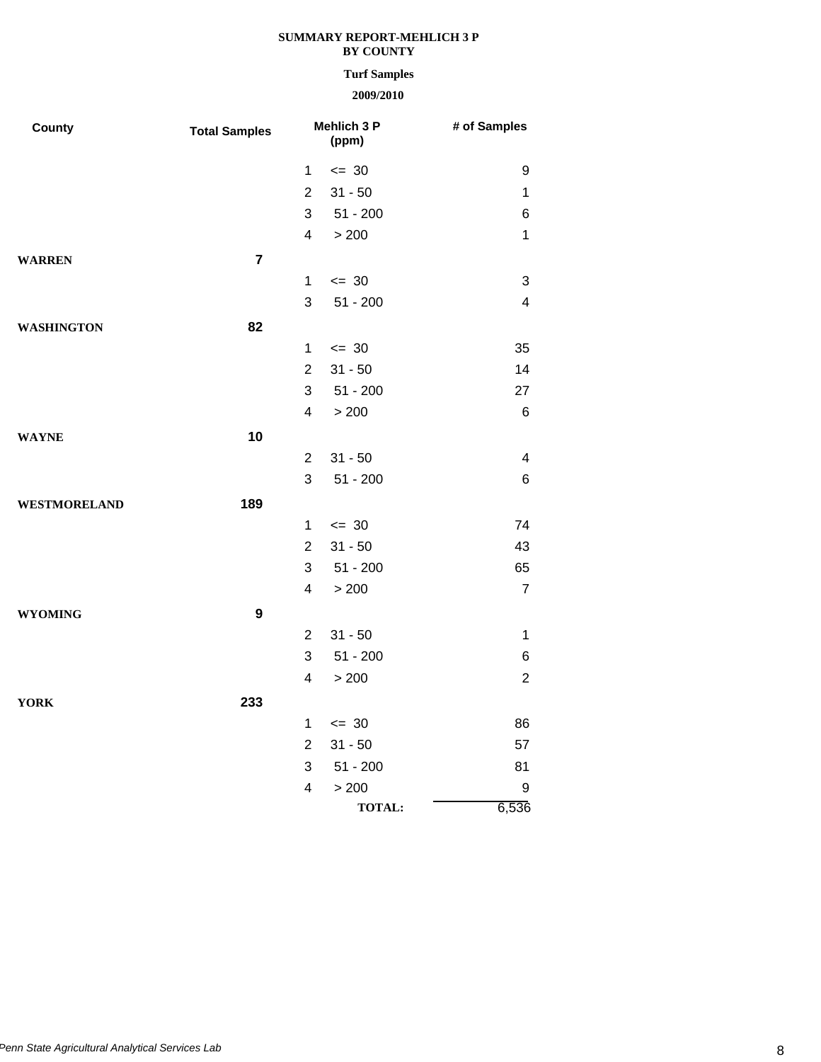**SUMMARY REPORT-MEHLICH 3 P**
**BY COUNTY**

**Turf Samples**

**2009/2010**

| County | Total Samples | Mehlich 3 P (ppm) | | # of Samples |
|---|---|---|---|---|
| | | 1 | <= 30 | 9 |
| | | 2 | 31 - 50 | 1 |
| | | 3 | 51 - 200 | 6 |
| | | 4 | > 200 | 1 |
| **WARREN** | **7** | | | |
| | | 1 | <= 30 | 3 |
| | | 3 | 51 - 200 | 4 |
| **WASHINGTON** | **82** | | | |
| | | 1 | <= 30 | 35 |
| | | 2 | 31 - 50 | 14 |
| | | 3 | 51 - 200 | 27 |
| | | 4 | > 200 | 6 |
| **WAYNE** | **10** | | | |
| | | 2 | 31 - 50 | 4 |
| | | 3 | 51 - 200 | 6 |
| **WESTMORELAND** | **189** | | | |
| | | 1 | <= 30 | 74 |
| | | 2 | 31 - 50 | 43 |
| | | 3 | 51 - 200 | 65 |
| | | 4 | > 200 | 7 |
| **WYOMING** | **9** | | | |
| | | 2 | 31 - 50 | 1 |
| | | 3 | 51 - 200 | 6 |
| | | 4 | > 200 | 2 |
| **YORK** | **233** | | | |
| | | 1 | <= 30 | 86 |
| | | 2 | 31 - 50 | 57 |
| | | 3 | 51 - 200 | 81 |
| | | 4 | > 200 | 9 |
| | | | **TOTAL:** | 6,536 |

*Penn State Agricultural Analytical Services Lab*